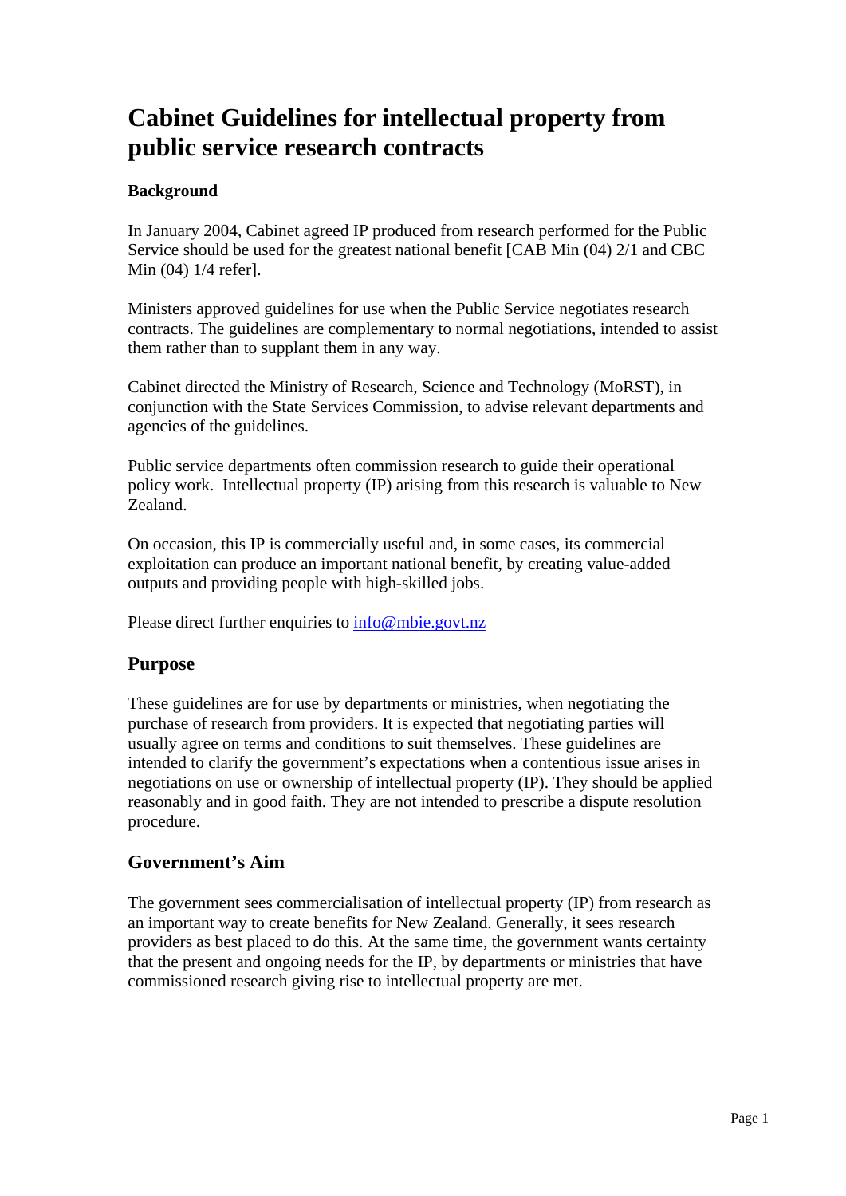# Cabinet Guidelines for intellectual property from public service research contracts

**Background**

In January 2004, Cabinet agreed IP produced from research performed for the Public Service should be used for the greatest national benefit [CAB Min (04) 2/1 and CBC Min (04) 1/4 refer].

Ministers approved guidelines for use when the Public Service negotiates research contracts. The guidelines are complementary to normal negotiations, intended to assist them rather than to supplant them in any way.

Cabinet directed the Ministry of Research, Science and Technology (MoRST), in conjunction with the State Services Commission, to advise relevant departments and agencies of the guidelines.

Public service departments often commission research to guide their operational policy work. Intellectual property (IP) arising from this research is valuable to New Zealand.

On occasion, this IP is commercially useful and, in some cases, its commercial exploitation can produce an important national benefit, by creating value-added outputs and providing people with high-skilled jobs.

Please direct further enquiries to info@mbie.govt.nz

## Purpose

These guidelines are for use by departments or ministries, when negotiating the purchase of research from providers. It is expected that negotiating parties will usually agree on terms and conditions to suit themselves. These guidelines are intended to clarify the government's expectations when a contentious issue arises in negotiations on use or ownership of intellectual property (IP). They should be applied reasonably and in good faith. They are not intended to prescribe a dispute resolution procedure.

## Government's Aim

The government sees commercialisation of intellectual property (IP) from research as an important way to create benefits for New Zealand. Generally, it sees research providers as best placed to do this. At the same time, the government wants certainty that the present and ongoing needs for the IP, by departments or ministries that have commissioned research giving rise to intellectual property are met.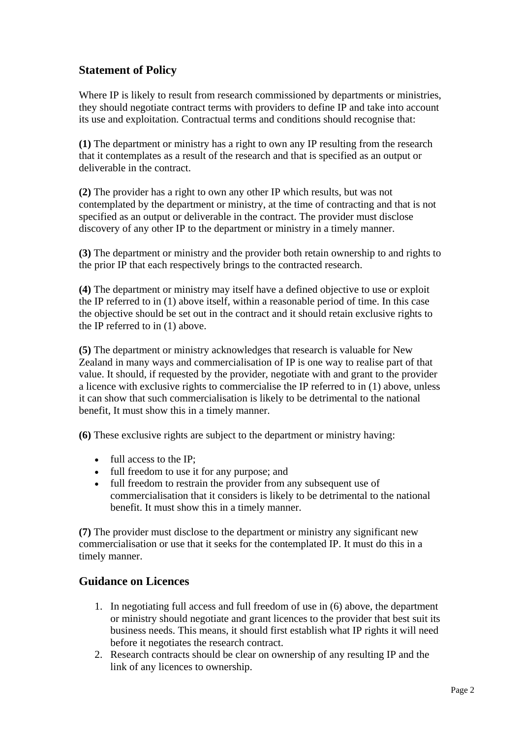## Statement of Policy

Where IP is likely to result from research commissioned by departments or ministries, they should negotiate contract terms with providers to define IP and take into account its use and exploitation. Contractual terms and conditions should recognise that:

**(1)** The department or ministry has a right to own any IP resulting from the research that it contemplates as a result of the research and that is specified as an output or deliverable in the contract.

**(2)** The provider has a right to own any other IP which results, but was not contemplated by the department or ministry, at the time of contracting and that is not specified as an output or deliverable in the contract. The provider must disclose discovery of any other IP to the department or ministry in a timely manner.

**(3)** The department or ministry and the provider both retain ownership to and rights to the prior IP that each respectively brings to the contracted research.

**(4)** The department or ministry may itself have a defined objective to use or exploit the IP referred to in (1) above itself, within a reasonable period of time. In this case the objective should be set out in the contract and it should retain exclusive rights to the IP referred to in (1) above.

**(5)** The department or ministry acknowledges that research is valuable for New Zealand in many ways and commercialisation of IP is one way to realise part of that value. It should, if requested by the provider, negotiate with and grant to the provider a licence with exclusive rights to commercialise the IP referred to in (1) above, unless it can show that such commercialisation is likely to be detrimental to the national benefit, It must show this in a timely manner.

**(6)** These exclusive rights are subject to the department or ministry having:

- full access to the IP;
- full freedom to use it for any purpose; and
- full freedom to restrain the provider from any subsequent use of commercialisation that it considers is likely to be detrimental to the national benefit. It must show this in a timely manner.

**(7)** The provider must disclose to the department or ministry any significant new commercialisation or use that it seeks for the contemplated IP. It must do this in a timely manner.

## Guidance on Licences

1. In negotiating full access and full freedom of use in (6) above, the department or ministry should negotiate and grant licences to the provider that best suit its business needs. This means, it should first establish what IP rights it will need before it negotiates the research contract.
2. Research contracts should be clear on ownership of any resulting IP and the link of any licences to ownership.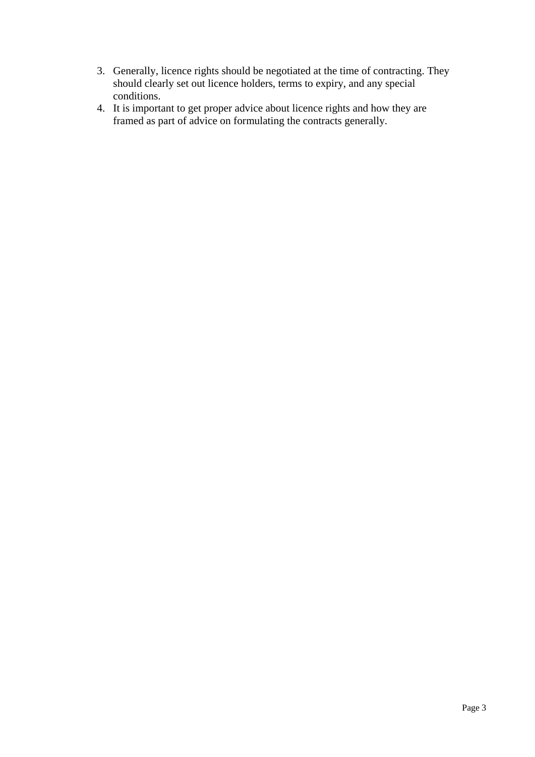3. Generally, licence rights should be negotiated at the time of contracting. They should clearly set out licence holders, terms to expiry, and any special conditions.
4. It is important to get proper advice about licence rights and how they are framed as part of advice on formulating the contracts generally.